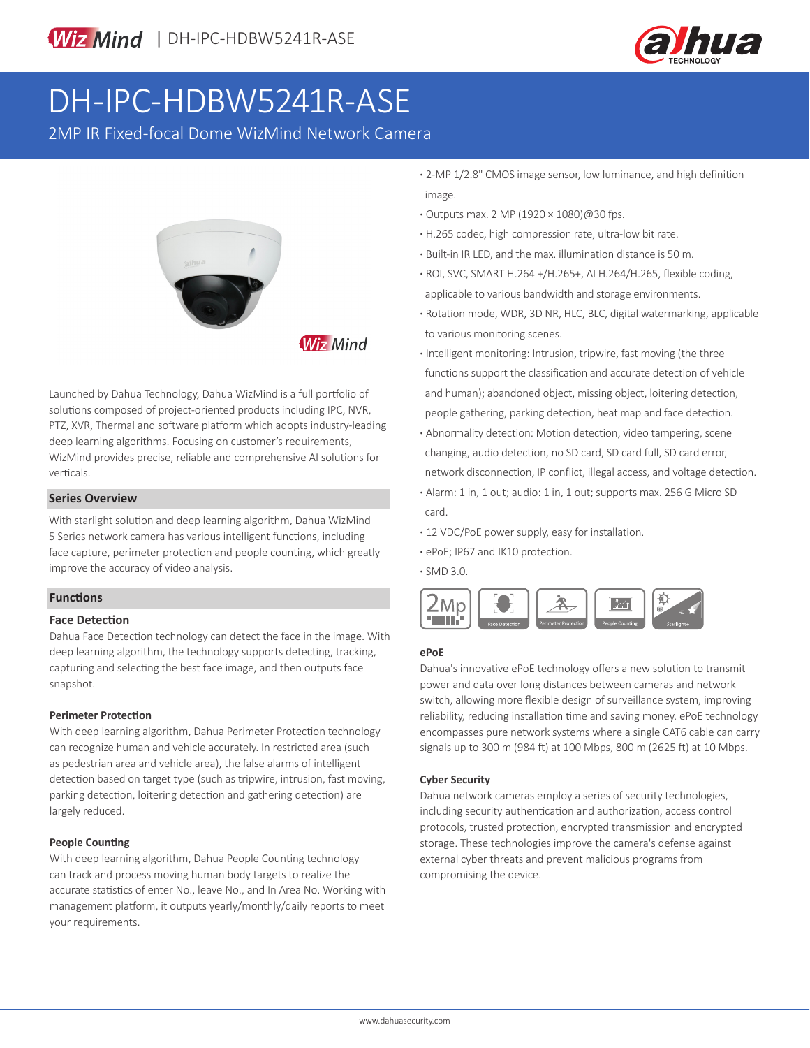# DH-IPC-HDBW5241R-ASE

2MP IR Fixed-focal Dome WizMind Network Camera

- 2-MP 1/2.8" CMOS image sensor, low luminance, and high definition image.
- Outputs max. 2 MP (1920 × 1080)@30 fps.
- H.265 codec, high compression rate, ultra-low bit rate.
- Built-in IR LED, and the max. illumination distance is 50 m.
- ROI, SVC, SMART H.264 +/H.265+, AI H.264/H.265, flexible coding, applicable to various bandwidth and storage environments.
- Rotation mode, WDR, 3D NR, HLC, BLC, digital watermarking, applicable to various monitoring scenes.
- Intelligent monitoring: Intrusion, tripwire, fast moving (the three functions support the classification and accurate detection of vehicle and human); abandoned object, missing object, loitering detection, people gathering, parking detection, heat map and face detection.
- Abnormality detection: Motion detection, video tampering, scene changing, audio detection, no SD card, SD card full, SD card error, network disconnection, IP conflict, illegal access, and voltage detection.
- Alarm: 1 in, 1 out; audio: 1 in, 1 out; supports max. 256 G Micro SD card.
- 12 VDC/PoE power supply, easy for installation.
- ePoE; IP67 and IK10 protection.
- SMD 3.0.

Launched by Dahua Technology, Dahua WizMind is a full portfolio of solutions composed of project-oriented products including IPC, NVR, PTZ, XVR, Thermal and software platform which adopts industry-leading deep learning algorithms. Focusing on customer's requirements, WizMind provides precise, reliable and comprehensive AI solutions for verticals.

## Series Overview

With starlight solution and deep learning algorithm, Dahua WizMind 5 Series network camera has various intelligent functions, including face capture, perimeter protection and people counting, which greatly improve the accuracy of video analysis.

## Functions

### Face Detection

Dahua Face Detection technology can detect the face in the image. With deep learning algorithm, the technology supports detecting, tracking, capturing and selecting the best face image, and then outputs face snapshot.

### Perimeter Protection

With deep learning algorithm, Dahua Perimeter Protection technology can recognize human and vehicle accurately. In restricted area (such as pedestrian area and vehicle area), the false alarms of intelligent detection based on target type (such as tripwire, intrusion, fast moving, parking detection, loitering detection and gathering detection) are largely reduced.

### People Counting

With deep learning algorithm, Dahua People Counting technology can track and process moving human body targets to realize the accurate statistics of enter No., leave No., and In Area No. Working with management platform, it outputs yearly/monthly/daily reports to meet your requirements.

### ePoE

Dahua's innovative ePoE technology offers a new solution to transmit power and data over long distances between cameras and network switch, allowing more flexible design of surveillance system, improving reliability, reducing installation time and saving money. ePoE technology encompasses pure network systems where a single CAT6 cable can carry signals up to 300 m (984 ft) at 100 Mbps, 800 m (2625 ft) at 10 Mbps.

### Cyber Security

Dahua network cameras employ a series of security technologies, including security authentication and authorization, access control protocols, trusted protection, encrypted transmission and encrypted storage. These technologies improve the camera's defense against external cyber threats and prevent malicious programs from compromising the device.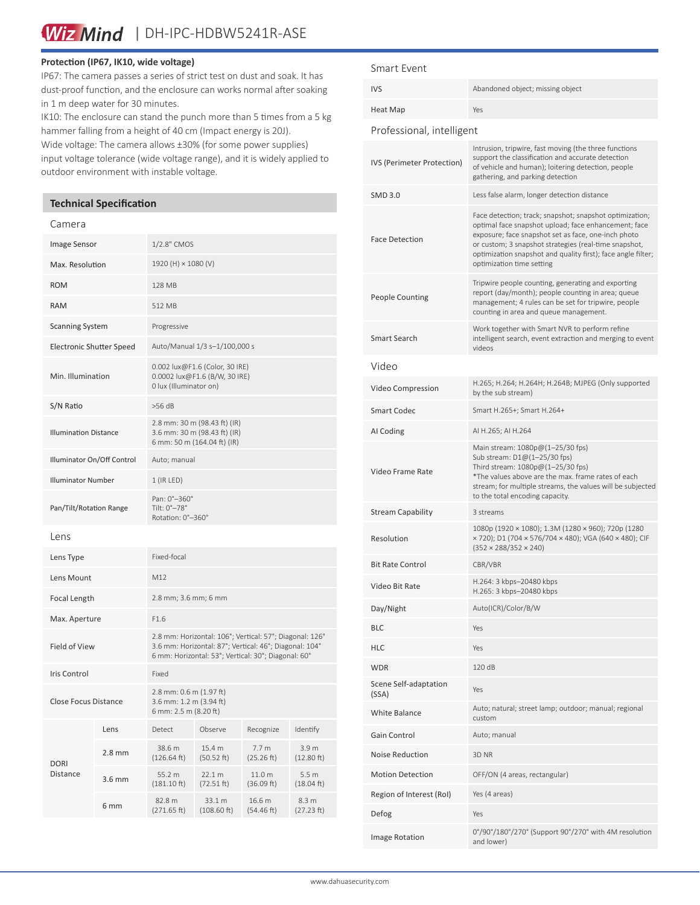### Protection (IP67, IK10, wide voltage)

IP67: The camera passes a series of strict test on dust and soak. It has dust-proof function, and the enclosure can works normal after soaking in 1 m deep water for 30 minutes.
IK10: The enclosure can stand the punch more than 5 times from a 5 kg hammer falling from a height of 40 cm (Impact energy is 20J).
Wide voltage: The camera allows ±30% (for some power supplies) input voltage tolerance (wide voltage range), and it is widely applied to outdoor environment with instable voltage.

## Technical Specification

### Camera

| | |
|---|---|
| Image Sensor | 1/2.8" CMOS |
| Max. Resolution | 1920 (H) × 1080 (V) |
| ROM | 128 MB |
| RAM | 512 MB |
| Scanning System | Progressive |
| Electronic Shutter Speed | Auto/Manual 1/3 s–1/100,000 s |
| Min. Illumination | 0.002 lux@F1.6 (Color, 30 IRE)<br>0.0002 lux@F1.6 (B/W, 30 IRE)<br>0 lux (Illuminator on) |
| S/N Ratio | >56 dB |
| Illumination Distance | 2.8 mm: 30 m (98.43 ft) (IR)<br>3.6 mm: 30 m (98.43 ft) (IR)<br>6 mm: 50 m (164.04 ft) (IR) |
| Illuminator On/Off Control | Auto; manual |
| Illuminator Number | 1 (IR LED) |
| Pan/Tilt/Rotation Range | Pan: 0°–360°<br>Tilt: 0°–78°<br>Rotation: 0°–360° |

### Lens

| | |
|---|---|
| Lens Type | Fixed-focal |
| Lens Mount | M12 |
| Focal Length | 2.8 mm; 3.6 mm; 6 mm |
| Max. Aperture | F1.6 |
| Field of View | 2.8 mm: Horizontal: 106°; Vertical: 57°; Diagonal: 126°<br>3.6 mm: Horizontal: 87°; Vertical: 46°; Diagonal: 104°<br>6 mm: Horizontal: 53°; Vertical: 30°; Diagonal: 60° |
| Iris Control | Fixed |
| Close Focus Distance | 2.8 mm: 0.6 m (1.97 ft)<br>3.6 mm: 1.2 m (3.94 ft)<br>6 mm: 2.5 m (8.20 ft) |

| DORI Distance | Lens | Detect | Observe | Recognize | Identify |
|---|---|---|---|---|---|
| | 2.8 mm | 38.6 m (126.64 ft) | 15.4 m (50.52 ft) | 7.7 m (25.26 ft) | 3.9 m (12.80 ft) |
| | 3.6 mm | 55.2 m (181.10 ft) | 22.1 m (72.51 ft) | 11.0 m (36.09 ft) | 5.5 m (18.04 ft) |
| | 6 mm | 82.8 m (271.65 ft) | 33.1 m (108.60 ft) | 16.6 m (54.46 ft) | 8.3 m (27.23 ft) |

### Smart Event

| | |
|---|---|
| IVS | Abandoned object; missing object |
| Heat Map | Yes |

### Professional, intelligent

| | |
|---|---|
| IVS (Perimeter Protection) | Intrusion, tripwire, fast moving (the three functions support the classification and accurate detection of vehicle and human); loitering detection, people gathering, and parking detection |
| SMD 3.0 | Less false alarm, longer detection distance |
| Face Detection | Face detection; track; snapshot; snapshot optimization; optimal face snapshot upload; face enhancement; face exposure; face snapshot set as face, one-inch photo or custom; 3 snapshot strategies (real-time snapshot, optimization snapshot and quality first); face angle filter; optimization time setting |
| People Counting | Tripwire people counting, generating and exporting report (day/month); people counting in area; queue management; 4 rules can be set for tripwire, people counting in area and queue management. |
| Smart Search | Work together with Smart NVR to perform refine intelligent search, event extraction and merging to event videos |

### Video

| | |
|---|---|
| Video Compression | H.265; H.264; H.264H; H.264B; MJPEG (Only supported by the sub stream) |
| Smart Codec | Smart H.265+; Smart H.264+ |
| AI Coding | AI H.265; AI H.264 |
| Video Frame Rate | Main stream: 1080p@(1–25/30 fps)<br>Sub stream: D1@(1–25/30 fps)<br>Third stream: 1080p@(1–25/30 fps)<br>*The values above are the max. frame rates of each stream; for multiple streams, the values will be subjected to the total encoding capacity. |
| Stream Capability | 3 streams |
| Resolution | 1080p (1920 × 1080); 1.3M (1280 × 960); 720p (1280 × 720); D1 (704 × 576/704 × 480); VGA (640 × 480); CIF (352 × 288/352 × 240) |
| Bit Rate Control | CBR/VBR |
| Video Bit Rate | H.264: 3 kbps–20480 kbps<br>H.265: 3 kbps–20480 kbps |
| Day/Night | Auto(ICR)/Color/B/W |
| BLC | Yes |
| HLC | Yes |
| WDR | 120 dB |
| Scene Self-adaptation (SSA) | Yes |
| White Balance | Auto; natural; street lamp; outdoor; manual; regional custom |
| Gain Control | Auto; manual |
| Noise Reduction | 3D NR |
| Motion Detection | OFF/ON (4 areas, rectangular) |
| Region of Interest (RoI) | Yes (4 areas) |
| Defog | Yes |
| Image Rotation | 0°/90°/180°/270° (Support 90°/270° with 4M resolution and lower) |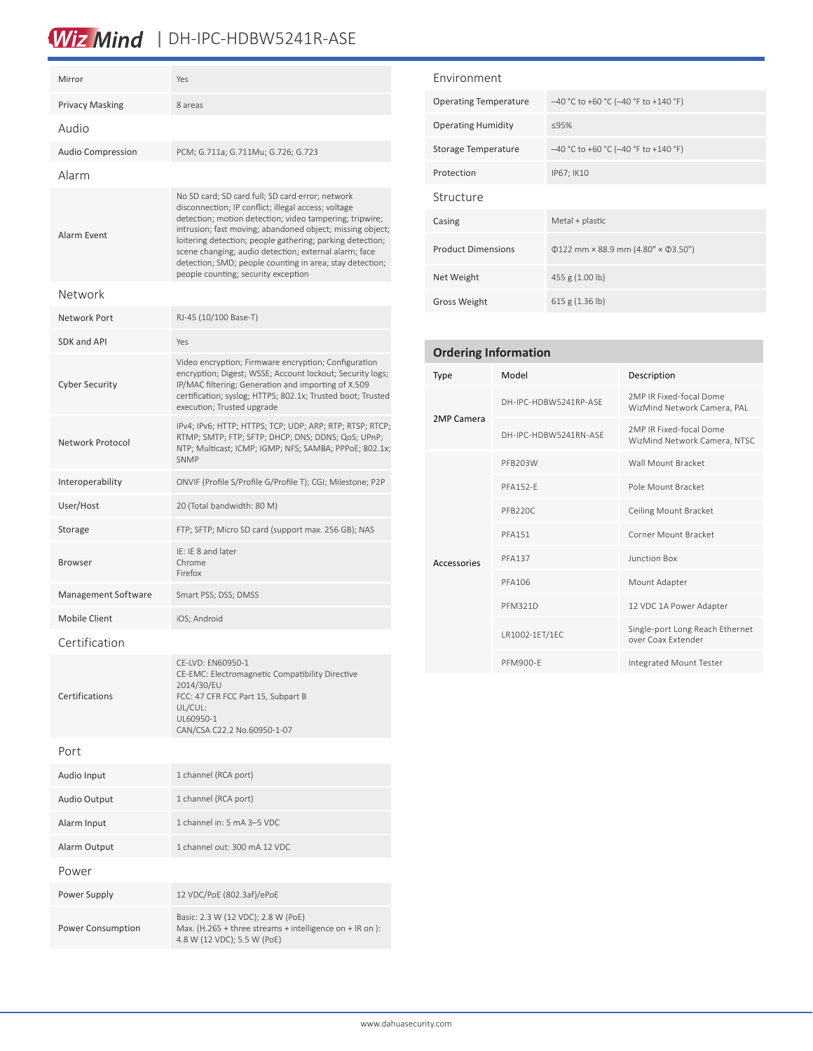| | |
|---|---|
| Mirror | Yes |
| Privacy Masking | 8 areas |

## Audio

| | |
|---|---|
| Audio Compression | PCM; G.711a; G.711Mu; G.726; G.723 |

## Alarm

| | |
|---|---|
| Alarm Event | No SD card; SD card full; SD card error; network disconnection; IP conflict; illegal access; voltage detection; motion detection; video tampering; tripwire; intrusion; fast moving; abandoned object; missing object; loitering detection; people gathering; parking detection; scene changing; audio detection; external alarm; face detection; SMD; people counting in area; stay detection; people counting; security exception |

## Network

| | |
|---|---|
| Network Port | RJ-45 (10/100 Base-T) |
| SDK and API | Yes |
| Cyber Security | Video encryption; Firmware encryption; Configuration encryption; Digest; WSSE; Account lockout; Security logs; IP/MAC filtering; Generation and importing of X.509 certification; syslog; HTTPS; 802.1x; Trusted boot; Trusted execution; Trusted upgrade |
| Network Protocol | IPv4; IPv6; HTTP; HTTPS; TCP; UDP; ARP; RTP; RTSP; RTCP; RTMP; SMTP; FTP; SFTP; DHCP; DNS; DDNS; QoS; UPnP; NTP; Multicast; ICMP; IGMP; NFS; SAMBA; PPPoE; 802.1x; SNMP |
| Interoperability | ONVIF (Profile S/Profile G/Profile T); CGI; Milestone; P2P |
| User/Host | 20 (Total bandwidth: 80 M) |
| Storage | FTP; SFTP; Micro SD card (support max. 256 GB); NAS |
| Browser | IE: IE 8 and later<br>Chrome<br>Firefox |
| Management Software | Smart PSS; DSS; DMSS |
| Mobile Client | iOS; Android |

## Certification

| | |
|---|---|
| Certifications | CE-LVD: EN60950-1<br>CE-EMC: Electromagnetic Compatibility Directive 2014/30/EU<br>FCC: 47 CFR FCC Part 15, Subpart B<br>UL/CUL:<br>UL60950-1<br>CAN/CSA C22.2 No.60950-1-07 |

## Port

| | |
|---|---|
| Audio Input | 1 channel (RCA port) |
| Audio Output | 1 channel (RCA port) |
| Alarm Input | 1 channel in: 5 mA 3–5 VDC |
| Alarm Output | 1 channel out: 300 mA 12 VDC |

## Power

| | |
|---|---|
| Power Supply | 12 VDC/PoE (802.3af)/ePoE |
| Power Consumption | Basic: 2.3 W (12 VDC); 2.8 W (PoE)<br>Max. (H.265 + three streams + intelligence on + IR on ): 4.8 W (12 VDC); 5.5 W (PoE) |

## Environment

| | |
|---|---|
| Operating Temperature | –40 °C to +60 °C (–40 °F to +140 °F) |
| Operating Humidity | ≤95% |
| Storage Temperature | –40 °C to +60 °C (–40 °F to +140 °F) |
| Protection | IP67; IK10 |

## Structure

| | |
|---|---|
| Casing | Metal + plastic |
| Product Dimensions | Φ122 mm × 88.9 mm (4.80" × Φ3.50") |
| Net Weight | 455 g (1.00 lb) |
| Gross Weight | 615 g (1.36 lb) |

## Ordering Information

| Type | Model | Description |
|---|---|---|
| 2MP Camera | DH-IPC-HDBW5241RP-ASE | 2MP IR Fixed-focal Dome WizMind Network Camera, PAL |
| | DH-IPC-HDBW5241RN-ASE | 2MP IR Fixed-focal Dome WizMind Network Camera, NTSC |
| Accessories | PFB203W | Wall Mount Bracket |
| | PFA152-E | Pole Mount Bracket |
| | PFB220C | Ceiling Mount Bracket |
| | PFA151 | Corner Mount Bracket |
| | PFA137 | Junction Box |
| | PFA106 | Mount Adapter |
| | PFM321D | 12 VDC 1A Power Adapter |
| | LR1002-1ET/1EC | Single-port Long Reach Ethernet over Coax Extender |
| | PFM900-E | Integrated Mount Tester |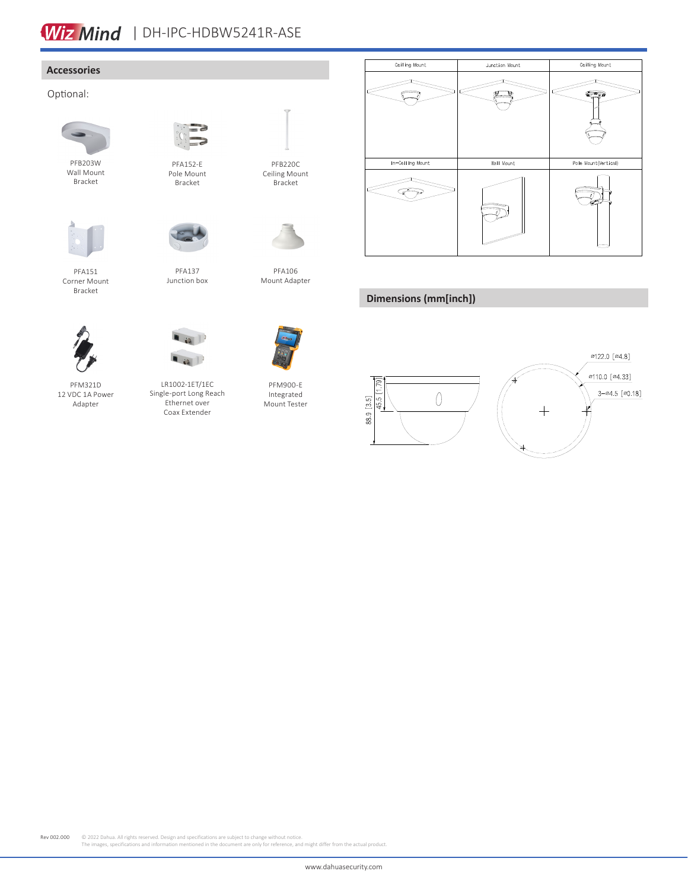## Accessories

Optional:

PFB203W
Wall Mount
Bracket

PFA152-E
Pole Mount
Bracket

PFB220C
Ceiling Mount
Bracket

PFA151
Corner Mount
Bracket

PFA137
Junction box

PFA106
Mount Adapter

PFM321D
12 VDC 1A Power
Adapter

LR1002-1ET/1EC
Single-port Long Reach
Ethernet over
Coax Extender

PFM900-E
Integrated
Mount Tester

Ceiling Mount

Junction Mount

Ceiling Mount

In-Ceiling Mount

Wall Mount

Pole Mount(Vertical)

## Dimensions (mm[inch])

88.9 [3.5]

45.5 [1.79]

ø122.0 [ø4.8]

ø110.0 [ø4.33]

3–ø4.5 [ø0.18]

Rev 002.000 © 2022 Dahua. All rights reserved. Design and specifications are subject to change without notice.
The images, specifications and information mentioned in the document are only for reference, and might differ from the actual product.